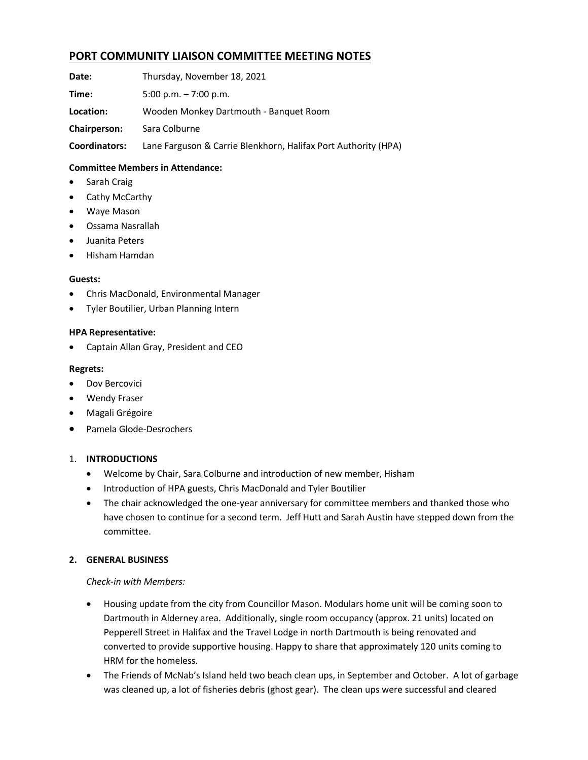# PORT COMMUNITY LIAISON COMMITTEE MEETING NOTES

**Date:** Thursday, November 18, 2021

**Time:** 5:00 p.m. – 7:00 p.m.

**Location:** Wooden Monkey Dartmouth - Banquet Room

**Chairperson:** Sara Colburne

**Coordinators:** Lane Farguson & Carrie Blenkhorn, Halifax Port Authority (HPA)

**Committee Members in Attendance:**

- Sarah Craig
- Cathy McCarthy
- Waye Mason
- Ossama Nasrallah
- Juanita Peters
- Hisham Hamdan

**Guests:**

- Chris MacDonald, Environmental Manager
- Tyler Boutilier, Urban Planning Intern

**HPA Representative:**

- Captain Allan Gray, President and CEO

**Regrets:**

- Dov Bercovici
- Wendy Fraser
- Magali Grégoire
- Pamela Glode-Desrochers

1. **INTRODUCTIONS**
   - Welcome by Chair, Sara Colburne and introduction of new member, Hisham
   - Introduction of HPA guests, Chris MacDonald and Tyler Boutilier
   - The chair acknowledged the one-year anniversary for committee members and thanked those who have chosen to continue for a second term. Jeff Hutt and Sarah Austin have stepped down from the committee.

**2. GENERAL BUSINESS**

*Check-in with Members:*

- Housing update from the city from Councillor Mason. Modulars home unit will be coming soon to Dartmouth in Alderney area. Additionally, single room occupancy (approx. 21 units) located on Pepperell Street in Halifax and the Travel Lodge in north Dartmouth is being renovated and converted to provide supportive housing. Happy to share that approximately 120 units coming to HRM for the homeless.
- The Friends of McNab's Island held two beach clean ups, in September and October. A lot of garbage was cleaned up, a lot of fisheries debris (ghost gear). The clean ups were successful and cleared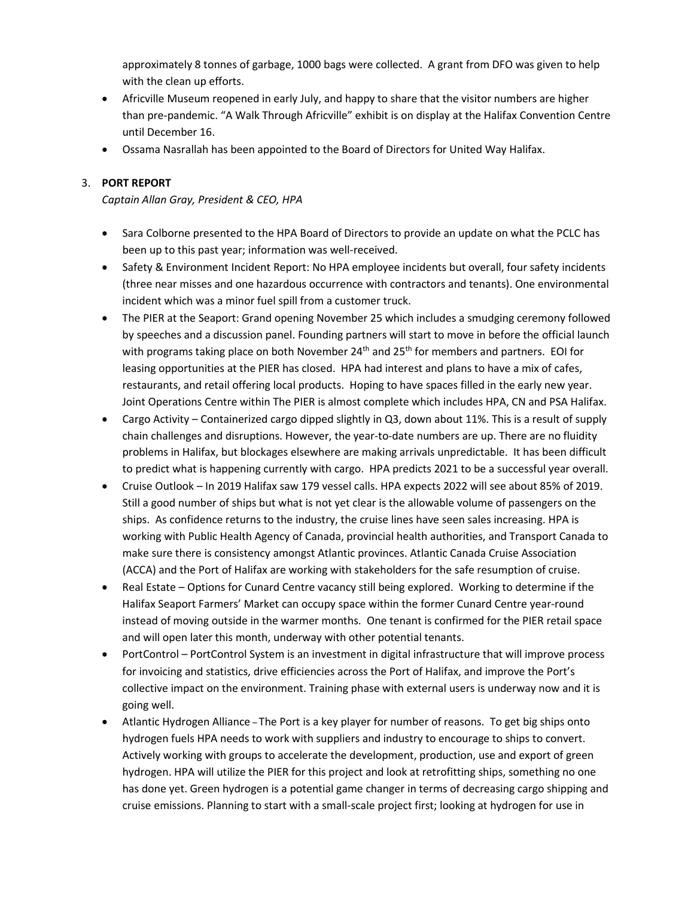approximately 8 tonnes of garbage, 1000 bags were collected. A grant from DFO was given to help with the clean up efforts.

- Africville Museum reopened in early July, and happy to share that the visitor numbers are higher than pre-pandemic. "A Walk Through Africville" exhibit is on display at the Halifax Convention Centre until December 16.
- Ossama Nasrallah has been appointed to the Board of Directors for United Way Halifax.

3. **PORT REPORT**

   *Captain Allan Gray, President & CEO, HPA*

- Sara Colborne presented to the HPA Board of Directors to provide an update on what the PCLC has been up to this past year; information was well-received.
- Safety & Environment Incident Report: No HPA employee incidents but overall, four safety incidents (three near misses and one hazardous occurrence with contractors and tenants). One environmental incident which was a minor fuel spill from a customer truck.
- The PIER at the Seaport: Grand opening November 25 which includes a smudging ceremony followed by speeches and a discussion panel. Founding partners will start to move in before the official launch with programs taking place on both November 24th and 25th for members and partners. EOI for leasing opportunities at the PIER has closed. HPA had interest and plans to have a mix of cafes, restaurants, and retail offering local products. Hoping to have spaces filled in the early new year. Joint Operations Centre within The PIER is almost complete which includes HPA, CN and PSA Halifax.
- Cargo Activity – Containerized cargo dipped slightly in Q3, down about 11%. This is a result of supply chain challenges and disruptions. However, the year-to-date numbers are up. There are no fluidity problems in Halifax, but blockages elsewhere are making arrivals unpredictable. It has been difficult to predict what is happening currently with cargo. HPA predicts 2021 to be a successful year overall.
- Cruise Outlook – In 2019 Halifax saw 179 vessel calls. HPA expects 2022 will see about 85% of 2019. Still a good number of ships but what is not yet clear is the allowable volume of passengers on the ships. As confidence returns to the industry, the cruise lines have seen sales increasing. HPA is working with Public Health Agency of Canada, provincial health authorities, and Transport Canada to make sure there is consistency amongst Atlantic provinces. Atlantic Canada Cruise Association (ACCA) and the Port of Halifax are working with stakeholders for the safe resumption of cruise.
- Real Estate – Options for Cunard Centre vacancy still being explored. Working to determine if the Halifax Seaport Farmers' Market can occupy space within the former Cunard Centre year-round instead of moving outside in the warmer months. One tenant is confirmed for the PIER retail space and will open later this month, underway with other potential tenants.
- PortControl – PortControl System is an investment in digital infrastructure that will improve process for invoicing and statistics, drive efficiencies across the Port of Halifax, and improve the Port's collective impact on the environment. Training phase with external users is underway now and it is going well.
- Atlantic Hydrogen Alliance – The Port is a key player for number of reasons. To get big ships onto hydrogen fuels HPA needs to work with suppliers and industry to encourage to ships to convert. Actively working with groups to accelerate the development, production, use and export of green hydrogen. HPA will utilize the PIER for this project and look at retrofitting ships, something no one has done yet. Green hydrogen is a potential game changer in terms of decreasing cargo shipping and cruise emissions. Planning to start with a small-scale project first; looking at hydrogen for use in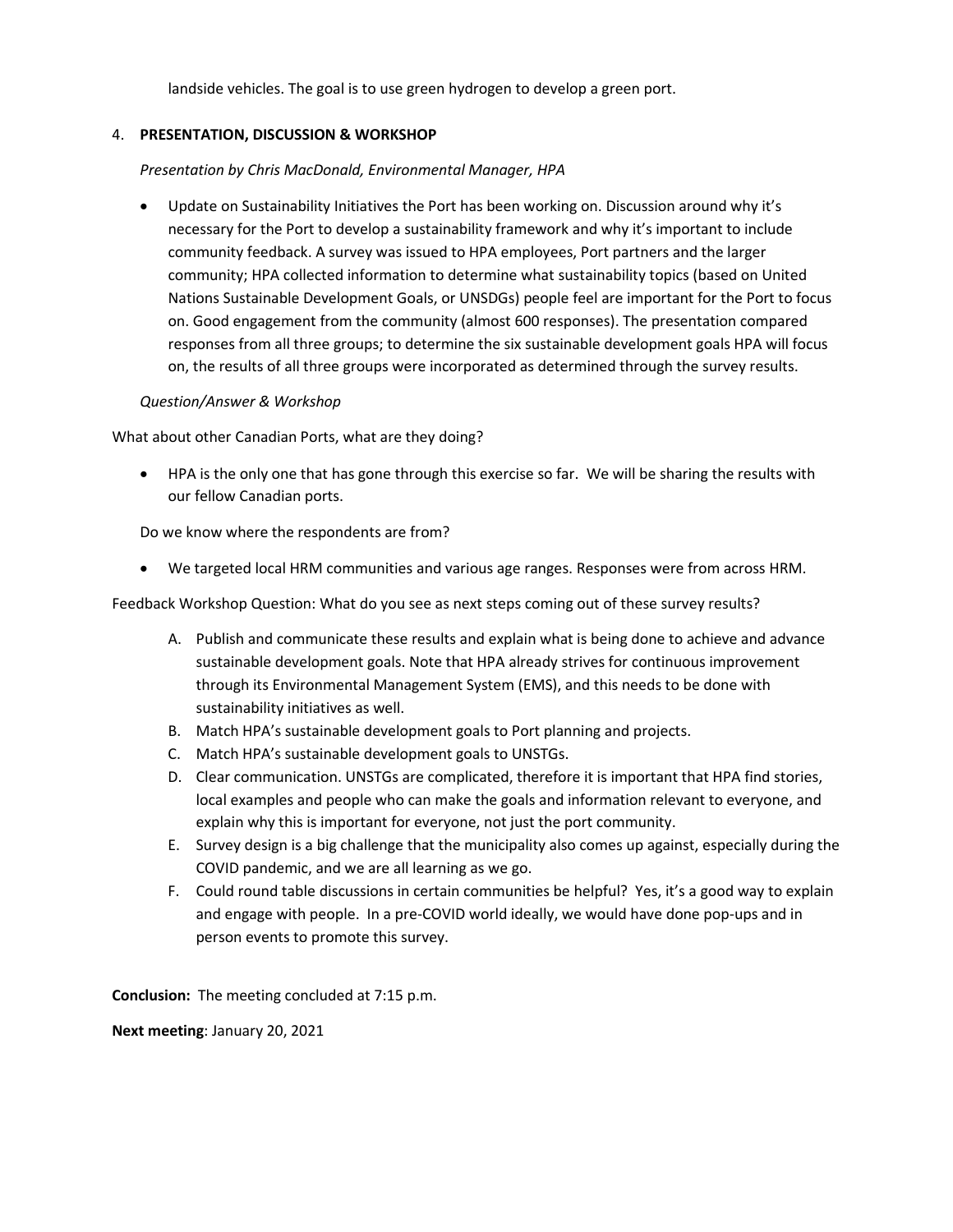landside vehicles. The goal is to use green hydrogen to develop a green port.

4. **PRESENTATION, DISCUSSION & WORKSHOP**

   *Presentation by Chris MacDonald, Environmental Manager, HPA*

   - Update on Sustainability Initiatives the Port has been working on. Discussion around why it's necessary for the Port to develop a sustainability framework and why it's important to include community feedback. A survey was issued to HPA employees, Port partners and the larger community; HPA collected information to determine what sustainability topics (based on United Nations Sustainable Development Goals, or UNSDGs) people feel are important for the Port to focus on. Good engagement from the community (almost 600 responses). The presentation compared responses from all three groups; to determine the six sustainable development goals HPA will focus on, the results of all three groups were incorporated as determined through the survey results.

   *Question/Answer & Workshop*

What about other Canadian Ports, what are they doing?

- HPA is the only one that has gone through this exercise so far. We will be sharing the results with our fellow Canadian ports.

Do we know where the respondents are from?

- We targeted local HRM communities and various age ranges. Responses were from across HRM.

Feedback Workshop Question: What do you see as next steps coming out of these survey results?

A. Publish and communicate these results and explain what is being done to achieve and advance sustainable development goals. Note that HPA already strives for continuous improvement through its Environmental Management System (EMS), and this needs to be done with sustainability initiatives as well.
B. Match HPA's sustainable development goals to Port planning and projects.
C. Match HPA's sustainable development goals to UNSTGs.
D. Clear communication. UNSTGs are complicated, therefore it is important that HPA find stories, local examples and people who can make the goals and information relevant to everyone, and explain why this is important for everyone, not just the port community.
E. Survey design is a big challenge that the municipality also comes up against, especially during the COVID pandemic, and we are all learning as we go.
F. Could round table discussions in certain communities be helpful? Yes, it's a good way to explain and engage with people. In a pre-COVID world ideally, we would have done pop-ups and in person events to promote this survey.

**Conclusion:** The meeting concluded at 7:15 p.m.

**Next meeting**: January 20, 2021